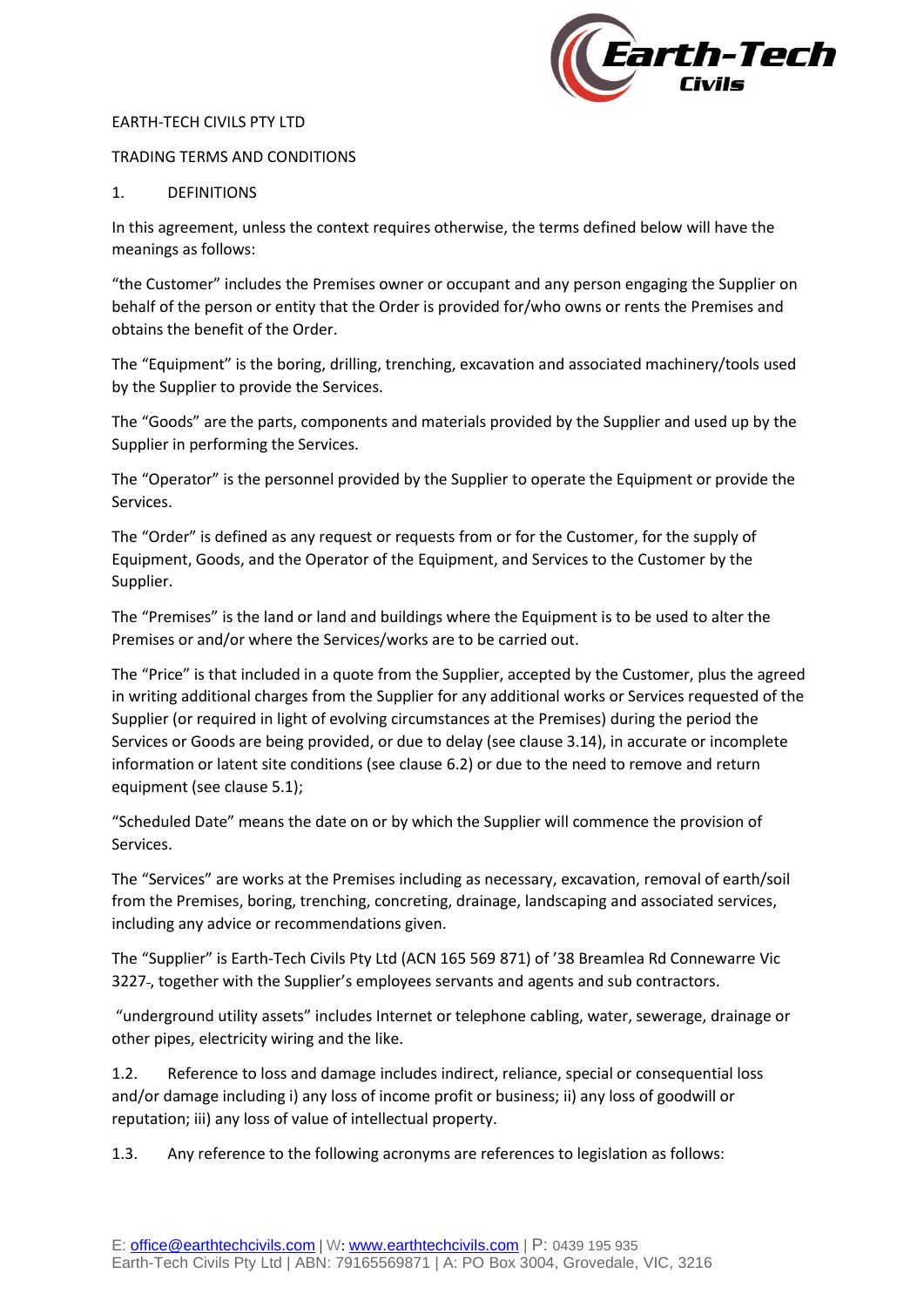EARTH-TECH CIVILS PTY LTD

TRADING TERMS AND CONDITIONS

1. DEFINITIONS

In this agreement, unless the context requires otherwise, the terms defined below will have the meanings as follows:

"the Customer" includes the Premises owner or occupant and any person engaging the Supplier on behalf of the person or entity that the Order is provided for/who owns or rents the Premises and obtains the benefit of the Order.

The "Equipment" is the boring, drilling, trenching, excavation and associated machinery/tools used by the Supplier to provide the Services.

The "Goods" are the parts, components and materials provided by the Supplier and used up by the Supplier in performing the Services.

The "Operator" is the personnel provided by the Supplier to operate the Equipment or provide the Services.

The "Order" is defined as any request or requests from or for the Customer, for the supply of Equipment, Goods, and the Operator of the Equipment, and Services to the Customer by the Supplier.

The "Premises" is the land or land and buildings where the Equipment is to be used to alter the Premises or and/or where the Services/works are to be carried out.

The "Price" is that included in a quote from the Supplier, accepted by the Customer, plus the agreed in writing additional charges from the Supplier for any additional works or Services requested of the Supplier (or required in light of evolving circumstances at the Premises) during the period the Services or Goods are being provided, or due to delay (see clause 3.14), in accurate or incomplete information or latent site conditions (see clause 6.2) or due to the need to remove and return equipment (see clause 5.1);

"Scheduled Date" means the date on or by which the Supplier will commence the provision of Services.

The "Services" are works at the Premises including as necessary, excavation, removal of earth/soil from the Premises, boring, trenching, concreting, drainage, landscaping and associated services, including any advice or recommendations given.

The "Supplier" is Earth-Tech Civils Pty Ltd (ACN 165 569 871) of '38 Breamlea Rd Connewarre Vic 3227-, together with the Supplier's employees servants and agents and sub contractors.

"underground utility assets" includes Internet or telephone cabling, water, sewerage, drainage or other pipes, electricity wiring and the like.

1.2. Reference to loss and damage includes indirect, reliance, special or consequential loss and/or damage including i) any loss of income profit or business; ii) any loss of goodwill or reputation; iii) any loss of value of intellectual property.

1.3. Any reference to the following acronyms are references to legislation as follows: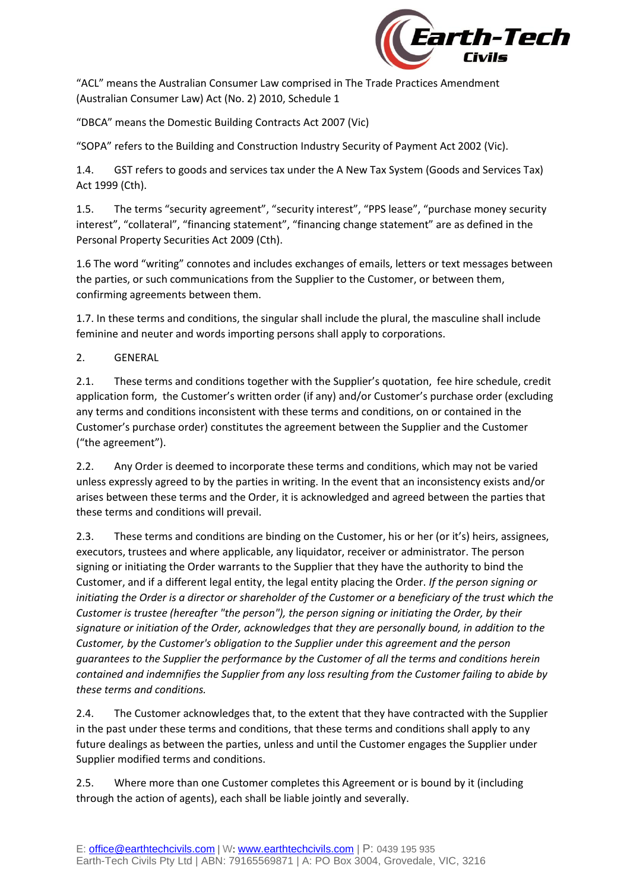"ACL" means the Australian Consumer Law comprised in The Trade Practices Amendment (Australian Consumer Law) Act (No. 2) 2010, Schedule 1

"DBCA" means the Domestic Building Contracts Act 2007 (Vic)

"SOPA" refers to the Building and Construction Industry Security of Payment Act 2002 (Vic).

1.4. GST refers to goods and services tax under the A New Tax System (Goods and Services Tax) Act 1999 (Cth).

1.5. The terms "security agreement", "security interest", "PPS lease", "purchase money security interest", "collateral", "financing statement", "financing change statement" are as defined in the Personal Property Securities Act 2009 (Cth).

1.6 The word "writing" connotes and includes exchanges of emails, letters or text messages between the parties, or such communications from the Supplier to the Customer, or between them, confirming agreements between them.

1.7. In these terms and conditions, the singular shall include the plural, the masculine shall include feminine and neuter and words importing persons shall apply to corporations.

2. GENERAL

2.1. These terms and conditions together with the Supplier's quotation, fee hire schedule, credit application form, the Customer's written order (if any) and/or Customer's purchase order (excluding any terms and conditions inconsistent with these terms and conditions, on or contained in the Customer's purchase order) constitutes the agreement between the Supplier and the Customer ("the agreement").

2.2. Any Order is deemed to incorporate these terms and conditions, which may not be varied unless expressly agreed to by the parties in writing. In the event that an inconsistency exists and/or arises between these terms and the Order, it is acknowledged and agreed between the parties that these terms and conditions will prevail.

2.3. These terms and conditions are binding on the Customer, his or her (or it's) heirs, assignees, executors, trustees and where applicable, any liquidator, receiver or administrator. The person signing or initiating the Order warrants to the Supplier that they have the authority to bind the Customer, and if a different legal entity, the legal entity placing the Order. *If the person signing or initiating the Order is a director or shareholder of the Customer or a beneficiary of the trust which the Customer is trustee (hereafter "the person"), the person signing or initiating the Order, by their signature or initiation of the Order, acknowledges that they are personally bound, in addition to the Customer, by the Customer's obligation to the Supplier under this agreement and the person guarantees to the Supplier the performance by the Customer of all the terms and conditions herein contained and indemnifies the Supplier from any loss resulting from the Customer failing to abide by these terms and conditions.*

2.4. The Customer acknowledges that, to the extent that they have contracted with the Supplier in the past under these terms and conditions, that these terms and conditions shall apply to any future dealings as between the parties, unless and until the Customer engages the Supplier under Supplier modified terms and conditions.

2.5. Where more than one Customer completes this Agreement or is bound by it (including through the action of agents), each shall be liable jointly and severally.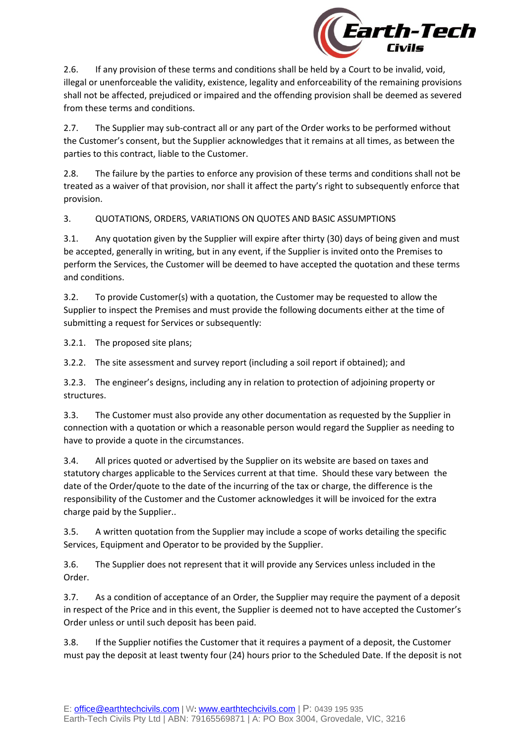2.6. If any provision of these terms and conditions shall be held by a Court to be invalid, void, illegal or unenforceable the validity, existence, legality and enforceability of the remaining provisions shall not be affected, prejudiced or impaired and the offending provision shall be deemed as severed from these terms and conditions.

2.7. The Supplier may sub-contract all or any part of the Order works to be performed without the Customer's consent, but the Supplier acknowledges that it remains at all times, as between the parties to this contract, liable to the Customer.

2.8. The failure by the parties to enforce any provision of these terms and conditions shall not be treated as a waiver of that provision, nor shall it affect the party's right to subsequently enforce that provision.

3. QUOTATIONS, ORDERS, VARIATIONS ON QUOTES AND BASIC ASSUMPTIONS

3.1. Any quotation given by the Supplier will expire after thirty (30) days of being given and must be accepted, generally in writing, but in any event, if the Supplier is invited onto the Premises to perform the Services, the Customer will be deemed to have accepted the quotation and these terms and conditions.

3.2. To provide Customer(s) with a quotation, the Customer may be requested to allow the Supplier to inspect the Premises and must provide the following documents either at the time of submitting a request for Services or subsequently:

3.2.1. The proposed site plans;

3.2.2. The site assessment and survey report (including a soil report if obtained); and

3.2.3. The engineer's designs, including any in relation to protection of adjoining property or structures.

3.3. The Customer must also provide any other documentation as requested by the Supplier in connection with a quotation or which a reasonable person would regard the Supplier as needing to have to provide a quote in the circumstances.

3.4. All prices quoted or advertised by the Supplier on its website are based on taxes and statutory charges applicable to the Services current at that time. Should these vary between the date of the Order/quote to the date of the incurring of the tax or charge, the difference is the responsibility of the Customer and the Customer acknowledges it will be invoiced for the extra charge paid by the Supplier..

3.5. A written quotation from the Supplier may include a scope of works detailing the specific Services, Equipment and Operator to be provided by the Supplier.

3.6. The Supplier does not represent that it will provide any Services unless included in the Order.

3.7. As a condition of acceptance of an Order, the Supplier may require the payment of a deposit in respect of the Price and in this event, the Supplier is deemed not to have accepted the Customer's Order unless or until such deposit has been paid.

3.8. If the Supplier notifies the Customer that it requires a payment of a deposit, the Customer must pay the deposit at least twenty four (24) hours prior to the Scheduled Date. If the deposit is not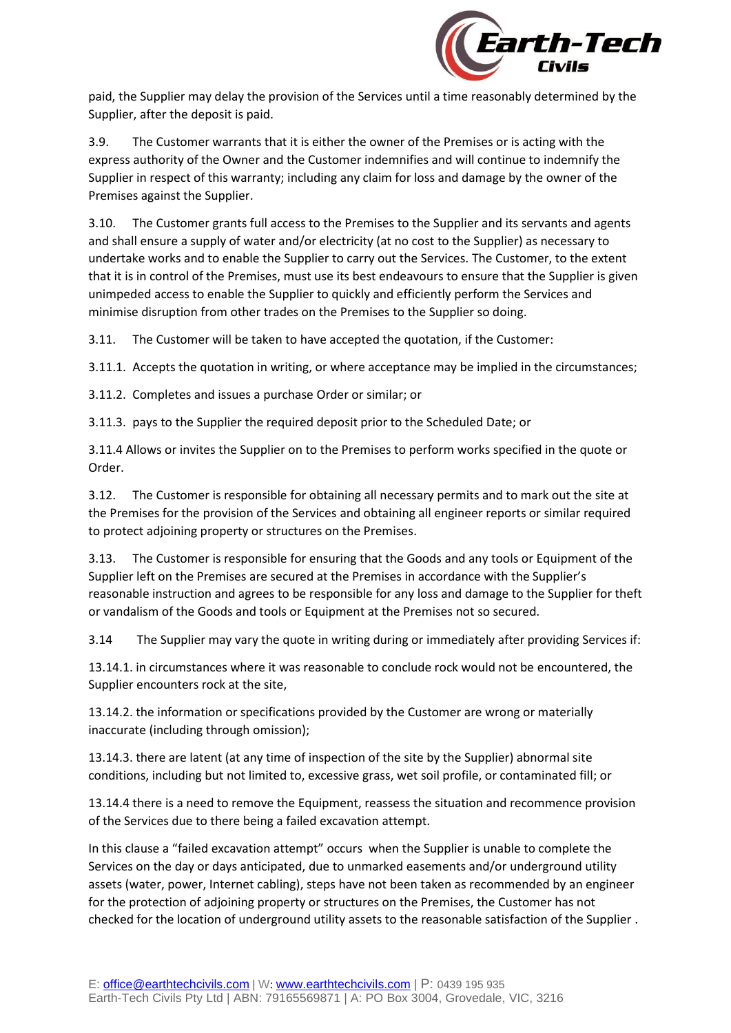paid, the Supplier may delay the provision of the Services until a time reasonably determined by the Supplier, after the deposit is paid.

3.9. The Customer warrants that it is either the owner of the Premises or is acting with the express authority of the Owner and the Customer indemnifies and will continue to indemnify the Supplier in respect of this warranty; including any claim for loss and damage by the owner of the Premises against the Supplier.

3.10. The Customer grants full access to the Premises to the Supplier and its servants and agents and shall ensure a supply of water and/or electricity (at no cost to the Supplier) as necessary to undertake works and to enable the Supplier to carry out the Services. The Customer, to the extent that it is in control of the Premises, must use its best endeavours to ensure that the Supplier is given unimpeded access to enable the Supplier to quickly and efficiently perform the Services and minimise disruption from other trades on the Premises to the Supplier so doing.

3.11. The Customer will be taken to have accepted the quotation, if the Customer:

3.11.1. Accepts the quotation in writing, or where acceptance may be implied in the circumstances;

3.11.2. Completes and issues a purchase Order or similar; or

3.11.3. pays to the Supplier the required deposit prior to the Scheduled Date; or

3.11.4 Allows or invites the Supplier on to the Premises to perform works specified in the quote or Order.

3.12. The Customer is responsible for obtaining all necessary permits and to mark out the site at the Premises for the provision of the Services and obtaining all engineer reports or similar required to protect adjoining property or structures on the Premises.

3.13. The Customer is responsible for ensuring that the Goods and any tools or Equipment of the Supplier left on the Premises are secured at the Premises in accordance with the Supplier's reasonable instruction and agrees to be responsible for any loss and damage to the Supplier for theft or vandalism of the Goods and tools or Equipment at the Premises not so secured.

3.14 The Supplier may vary the quote in writing during or immediately after providing Services if:

13.14.1. in circumstances where it was reasonable to conclude rock would not be encountered, the Supplier encounters rock at the site,

13.14.2. the information or specifications provided by the Customer are wrong or materially inaccurate (including through omission);

13.14.3. there are latent (at any time of inspection of the site by the Supplier) abnormal site conditions, including but not limited to, excessive grass, wet soil profile, or contaminated fill; or

13.14.4 there is a need to remove the Equipment, reassess the situation and recommence provision of the Services due to there being a failed excavation attempt.

In this clause a "failed excavation attempt" occurs when the Supplier is unable to complete the Services on the day or days anticipated, due to unmarked easements and/or underground utility assets (water, power, Internet cabling), steps have not been taken as recommended by an engineer for the protection of adjoining property or structures on the Premises, the Customer has not checked for the location of underground utility assets to the reasonable satisfaction of the Supplier .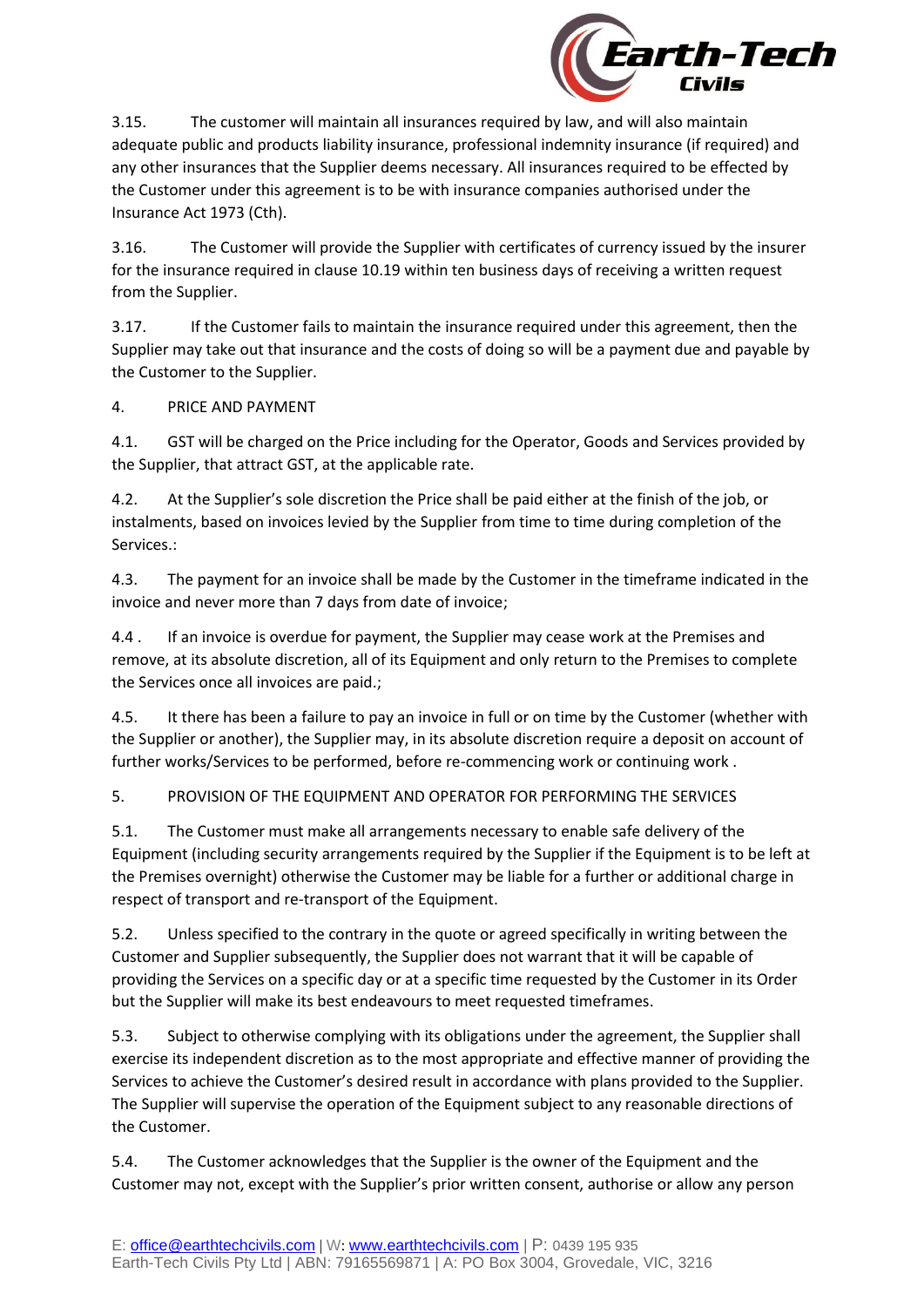3.15. The customer will maintain all insurances required by law, and will also maintain adequate public and products liability insurance, professional indemnity insurance (if required) and any other insurances that the Supplier deems necessary. All insurances required to be effected by the Customer under this agreement is to be with insurance companies authorised under the Insurance Act 1973 (Cth).

3.16. The Customer will provide the Supplier with certificates of currency issued by the insurer for the insurance required in clause 10.19 within ten business days of receiving a written request from the Supplier.

3.17. If the Customer fails to maintain the insurance required under this agreement, then the Supplier may take out that insurance and the costs of doing so will be a payment due and payable by the Customer to the Supplier.

4. PRICE AND PAYMENT

4.1. GST will be charged on the Price including for the Operator, Goods and Services provided by the Supplier, that attract GST, at the applicable rate.

4.2. At the Supplier's sole discretion the Price shall be paid either at the finish of the job, or instalments, based on invoices levied by the Supplier from time to time during completion of the Services.:

4.3. The payment for an invoice shall be made by the Customer in the timeframe indicated in the invoice and never more than 7 days from date of invoice;

4.4 . If an invoice is overdue for payment, the Supplier may cease work at the Premises and remove, at its absolute discretion, all of its Equipment and only return to the Premises to complete the Services once all invoices are paid.;

4.5. It there has been a failure to pay an invoice in full or on time by the Customer (whether with the Supplier or another), the Supplier may, in its absolute discretion require a deposit on account of further works/Services to be performed, before re-commencing work or continuing work .

5. PROVISION OF THE EQUIPMENT AND OPERATOR FOR PERFORMING THE SERVICES

5.1. The Customer must make all arrangements necessary to enable safe delivery of the Equipment (including security arrangements required by the Supplier if the Equipment is to be left at the Premises overnight) otherwise the Customer may be liable for a further or additional charge in respect of transport and re-transport of the Equipment.

5.2. Unless specified to the contrary in the quote or agreed specifically in writing between the Customer and Supplier subsequently, the Supplier does not warrant that it will be capable of providing the Services on a specific day or at a specific time requested by the Customer in its Order but the Supplier will make its best endeavours to meet requested timeframes.

5.3. Subject to otherwise complying with its obligations under the agreement, the Supplier shall exercise its independent discretion as to the most appropriate and effective manner of providing the Services to achieve the Customer's desired result in accordance with plans provided to the Supplier. The Supplier will supervise the operation of the Equipment subject to any reasonable directions of the Customer.

5.4. The Customer acknowledges that the Supplier is the owner of the Equipment and the Customer may not, except with the Supplier's prior written consent, authorise or allow any person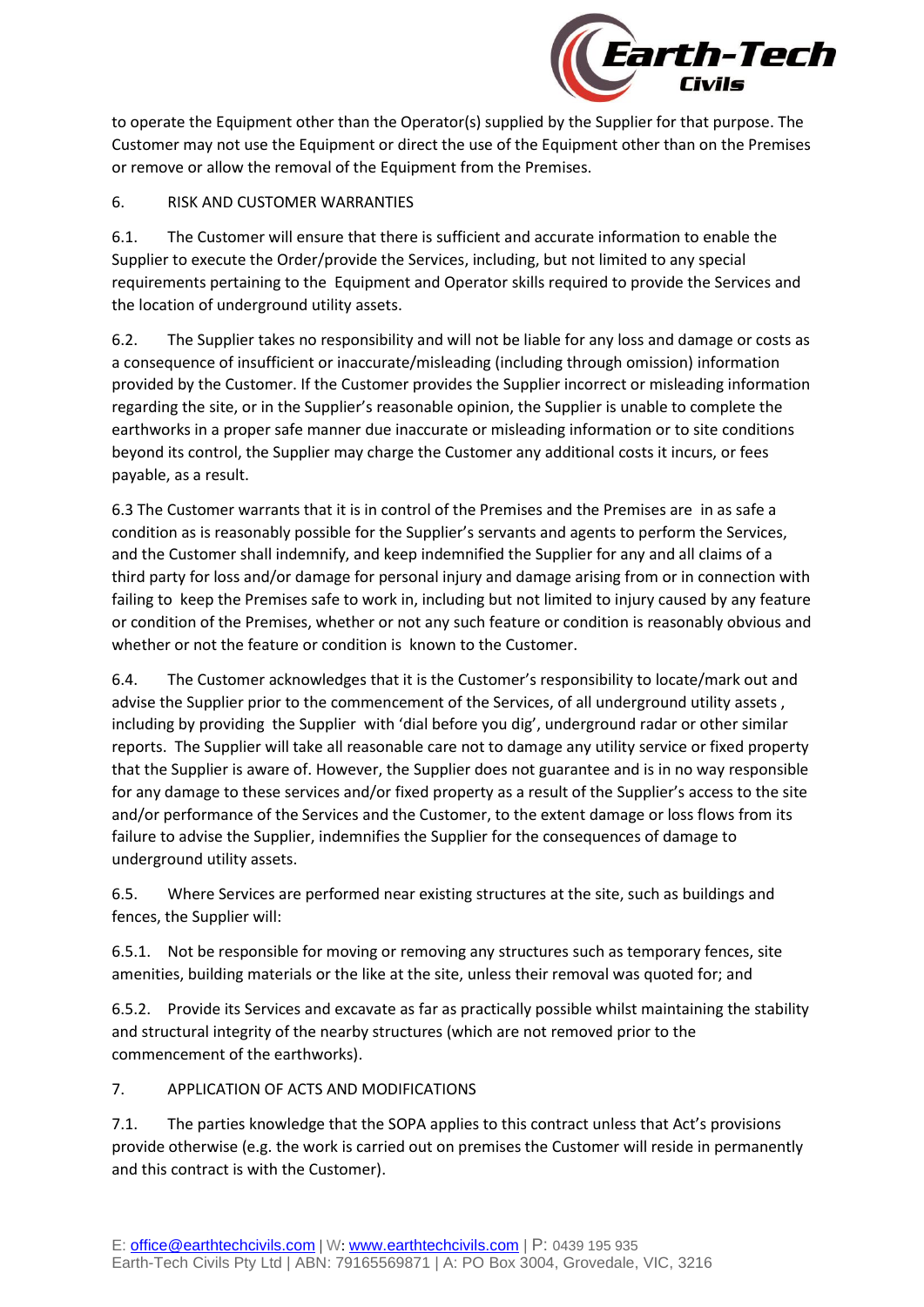to operate the Equipment other than the Operator(s) supplied by the Supplier for that purpose. The Customer may not use the Equipment or direct the use of the Equipment other than on the Premises or remove or allow the removal of the Equipment from the Premises.

6. RISK AND CUSTOMER WARRANTIES

6.1. The Customer will ensure that there is sufficient and accurate information to enable the Supplier to execute the Order/provide the Services, including, but not limited to any special requirements pertaining to the Equipment and Operator skills required to provide the Services and the location of underground utility assets.

6.2. The Supplier takes no responsibility and will not be liable for any loss and damage or costs as a consequence of insufficient or inaccurate/misleading (including through omission) information provided by the Customer. If the Customer provides the Supplier incorrect or misleading information regarding the site, or in the Supplier's reasonable opinion, the Supplier is unable to complete the earthworks in a proper safe manner due inaccurate or misleading information or to site conditions beyond its control, the Supplier may charge the Customer any additional costs it incurs, or fees payable, as a result.

6.3 The Customer warrants that it is in control of the Premises and the Premises are in as safe a condition as is reasonably possible for the Supplier's servants and agents to perform the Services, and the Customer shall indemnify, and keep indemnified the Supplier for any and all claims of a third party for loss and/or damage for personal injury and damage arising from or in connection with failing to keep the Premises safe to work in, including but not limited to injury caused by any feature or condition of the Premises, whether or not any such feature or condition is reasonably obvious and whether or not the feature or condition is known to the Customer.

6.4. The Customer acknowledges that it is the Customer's responsibility to locate/mark out and advise the Supplier prior to the commencement of the Services, of all underground utility assets , including by providing the Supplier with 'dial before you dig', underground radar or other similar reports. The Supplier will take all reasonable care not to damage any utility service or fixed property that the Supplier is aware of. However, the Supplier does not guarantee and is in no way responsible for any damage to these services and/or fixed property as a result of the Supplier's access to the site and/or performance of the Services and the Customer, to the extent damage or loss flows from its failure to advise the Supplier, indemnifies the Supplier for the consequences of damage to underground utility assets.

6.5. Where Services are performed near existing structures at the site, such as buildings and fences, the Supplier will:

6.5.1. Not be responsible for moving or removing any structures such as temporary fences, site amenities, building materials or the like at the site, unless their removal was quoted for; and

6.5.2. Provide its Services and excavate as far as practically possible whilst maintaining the stability and structural integrity of the nearby structures (which are not removed prior to the commencement of the earthworks).

7. APPLICATION OF ACTS AND MODIFICATIONS

7.1. The parties knowledge that the SOPA applies to this contract unless that Act's provisions provide otherwise (e.g. the work is carried out on premises the Customer will reside in permanently and this contract is with the Customer).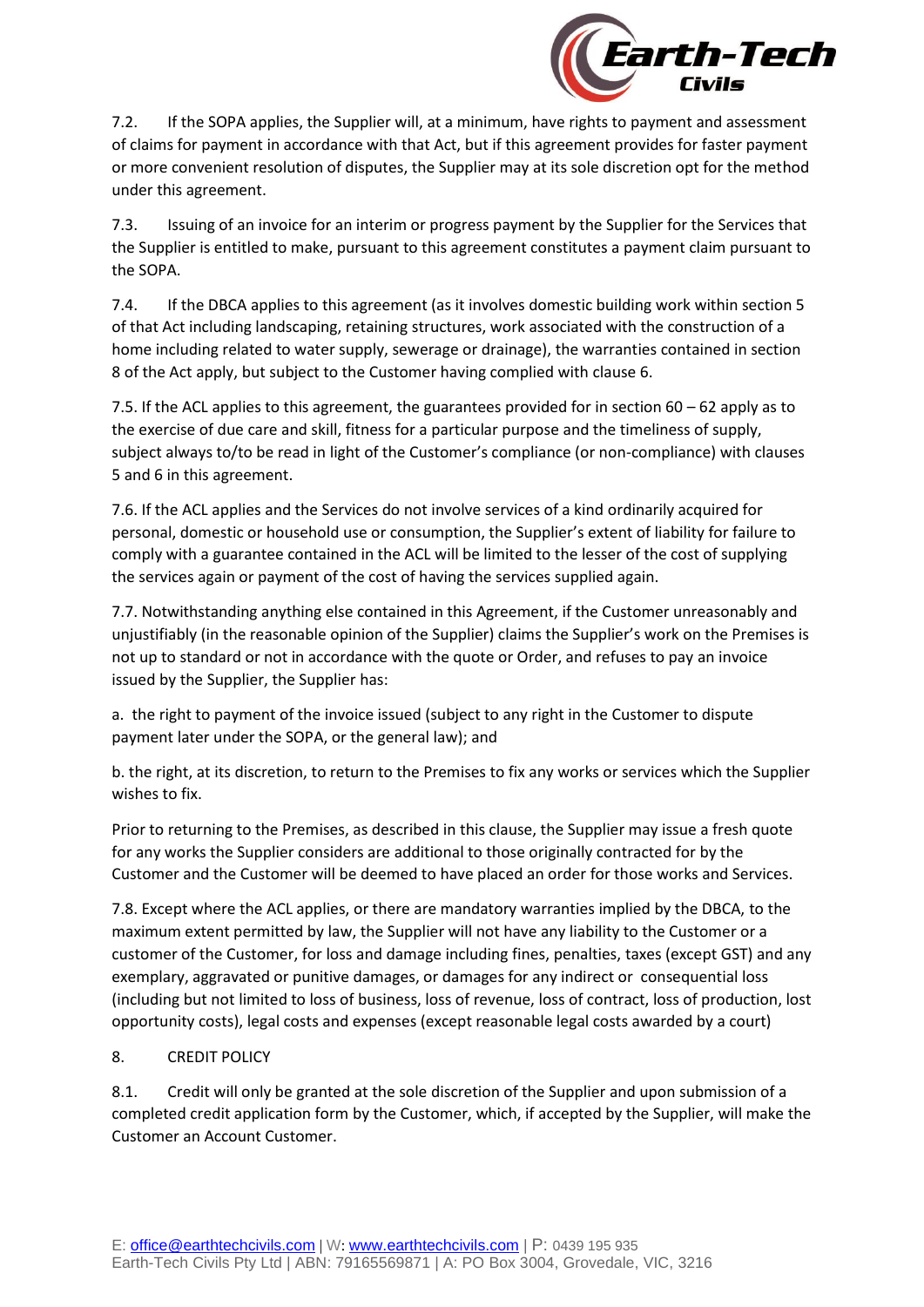7.2. If the SOPA applies, the Supplier will, at a minimum, have rights to payment and assessment of claims for payment in accordance with that Act, but if this agreement provides for faster payment or more convenient resolution of disputes, the Supplier may at its sole discretion opt for the method under this agreement.

7.3. Issuing of an invoice for an interim or progress payment by the Supplier for the Services that the Supplier is entitled to make, pursuant to this agreement constitutes a payment claim pursuant to the SOPA.

7.4. If the DBCA applies to this agreement (as it involves domestic building work within section 5 of that Act including landscaping, retaining structures, work associated with the construction of a home including related to water supply, sewerage or drainage), the warranties contained in section 8 of the Act apply, but subject to the Customer having complied with clause 6.

7.5. If the ACL applies to this agreement, the guarantees provided for in section 60 – 62 apply as to the exercise of due care and skill, fitness for a particular purpose and the timeliness of supply, subject always to/to be read in light of the Customer's compliance (or non-compliance) with clauses 5 and 6 in this agreement.

7.6. If the ACL applies and the Services do not involve services of a kind ordinarily acquired for personal, domestic or household use or consumption, the Supplier's extent of liability for failure to comply with a guarantee contained in the ACL will be limited to the lesser of the cost of supplying the services again or payment of the cost of having the services supplied again.

7.7. Notwithstanding anything else contained in this Agreement, if the Customer unreasonably and unjustifiably (in the reasonable opinion of the Supplier) claims the Supplier's work on the Premises is not up to standard or not in accordance with the quote or Order, and refuses to pay an invoice issued by the Supplier, the Supplier has:

a. the right to payment of the invoice issued (subject to any right in the Customer to dispute payment later under the SOPA, or the general law); and

b. the right, at its discretion, to return to the Premises to fix any works or services which the Supplier wishes to fix.

Prior to returning to the Premises, as described in this clause, the Supplier may issue a fresh quote for any works the Supplier considers are additional to those originally contracted for by the Customer and the Customer will be deemed to have placed an order for those works and Services.

7.8. Except where the ACL applies, or there are mandatory warranties implied by the DBCA, to the maximum extent permitted by law, the Supplier will not have any liability to the Customer or a customer of the Customer, for loss and damage including fines, penalties, taxes (except GST) and any exemplary, aggravated or punitive damages, or damages for any indirect or consequential loss (including but not limited to loss of business, loss of revenue, loss of contract, loss of production, lost opportunity costs), legal costs and expenses (except reasonable legal costs awarded by a court)

8. CREDIT POLICY

8.1. Credit will only be granted at the sole discretion of the Supplier and upon submission of a completed credit application form by the Customer, which, if accepted by the Supplier, will make the Customer an Account Customer.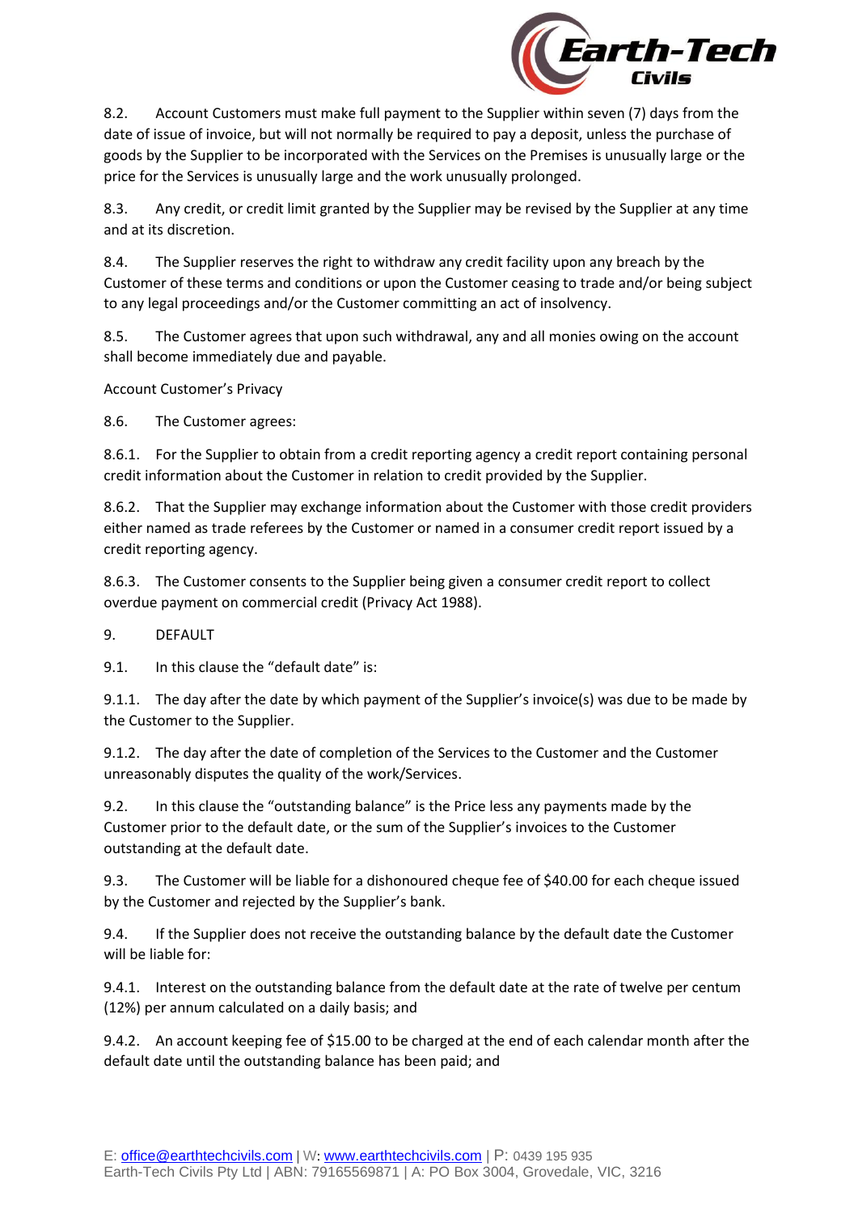8.2. Account Customers must make full payment to the Supplier within seven (7) days from the date of issue of invoice, but will not normally be required to pay a deposit, unless the purchase of goods by the Supplier to be incorporated with the Services on the Premises is unusually large or the price for the Services is unusually large and the work unusually prolonged.

8.3. Any credit, or credit limit granted by the Supplier may be revised by the Supplier at any time and at its discretion.

8.4. The Supplier reserves the right to withdraw any credit facility upon any breach by the Customer of these terms and conditions or upon the Customer ceasing to trade and/or being subject to any legal proceedings and/or the Customer committing an act of insolvency.

8.5. The Customer agrees that upon such withdrawal, any and all monies owing on the account shall become immediately due and payable.

Account Customer's Privacy

8.6. The Customer agrees:

8.6.1. For the Supplier to obtain from a credit reporting agency a credit report containing personal credit information about the Customer in relation to credit provided by the Supplier.

8.6.2. That the Supplier may exchange information about the Customer with those credit providers either named as trade referees by the Customer or named in a consumer credit report issued by a credit reporting agency.

8.6.3. The Customer consents to the Supplier being given a consumer credit report to collect overdue payment on commercial credit (Privacy Act 1988).

9. DEFAULT

9.1. In this clause the "default date" is:

9.1.1. The day after the date by which payment of the Supplier's invoice(s) was due to be made by the Customer to the Supplier.

9.1.2. The day after the date of completion of the Services to the Customer and the Customer unreasonably disputes the quality of the work/Services.

9.2. In this clause the "outstanding balance" is the Price less any payments made by the Customer prior to the default date, or the sum of the Supplier's invoices to the Customer outstanding at the default date.

9.3. The Customer will be liable for a dishonoured cheque fee of $40.00 for each cheque issued by the Customer and rejected by the Supplier's bank.

9.4. If the Supplier does not receive the outstanding balance by the default date the Customer will be liable for:

9.4.1. Interest on the outstanding balance from the default date at the rate of twelve per centum (12%) per annum calculated on a daily basis; and

9.4.2. An account keeping fee of $15.00 to be charged at the end of each calendar month after the default date until the outstanding balance has been paid; and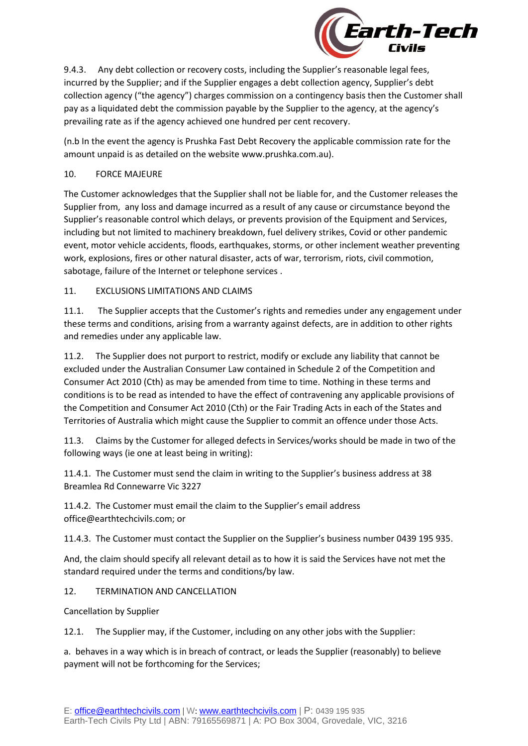9.4.3. Any debt collection or recovery costs, including the Supplier's reasonable legal fees, incurred by the Supplier; and if the Supplier engages a debt collection agency, Supplier's debt collection agency ("the agency") charges commission on a contingency basis then the Customer shall pay as a liquidated debt the commission payable by the Supplier to the agency, at the agency's prevailing rate as if the agency achieved one hundred per cent recovery.

(n.b In the event the agency is Prushka Fast Debt Recovery the applicable commission rate for the amount unpaid is as detailed on the website www.prushka.com.au).

## 10. FORCE MAJEURE

The Customer acknowledges that the Supplier shall not be liable for, and the Customer releases the Supplier from, any loss and damage incurred as a result of any cause or circumstance beyond the Supplier's reasonable control which delays, or prevents provision of the Equipment and Services, including but not limited to machinery breakdown, fuel delivery strikes, Covid or other pandemic event, motor vehicle accidents, floods, earthquakes, storms, or other inclement weather preventing work, explosions, fires or other natural disaster, acts of war, terrorism, riots, civil commotion, sabotage, failure of the Internet or telephone services .

## 11. EXCLUSIONS LIMITATIONS AND CLAIMS

11.1. The Supplier accepts that the Customer's rights and remedies under any engagement under these terms and conditions, arising from a warranty against defects, are in addition to other rights and remedies under any applicable law.

11.2. The Supplier does not purport to restrict, modify or exclude any liability that cannot be excluded under the Australian Consumer Law contained in Schedule 2 of the Competition and Consumer Act 2010 (Cth) as may be amended from time to time. Nothing in these terms and conditions is to be read as intended to have the effect of contravening any applicable provisions of the Competition and Consumer Act 2010 (Cth) or the Fair Trading Acts in each of the States and Territories of Australia which might cause the Supplier to commit an offence under those Acts.

11.3. Claims by the Customer for alleged defects in Services/works should be made in two of the following ways (ie one at least being in writing):

11.4.1. The Customer must send the claim in writing to the Supplier's business address at 38 Breamlea Rd Connewarre Vic 3227

11.4.2. The Customer must email the claim to the Supplier's email address office@earthtechcivils.com; or

11.4.3. The Customer must contact the Supplier on the Supplier's business number 0439 195 935.

And, the claim should specify all relevant detail as to how it is said the Services have not met the standard required under the terms and conditions/by law.

## 12. TERMINATION AND CANCELLATION

Cancellation by Supplier

12.1. The Supplier may, if the Customer, including on any other jobs with the Supplier:

a. behaves in a way which is in breach of contract, or leads the Supplier (reasonably) to believe payment will not be forthcoming for the Services;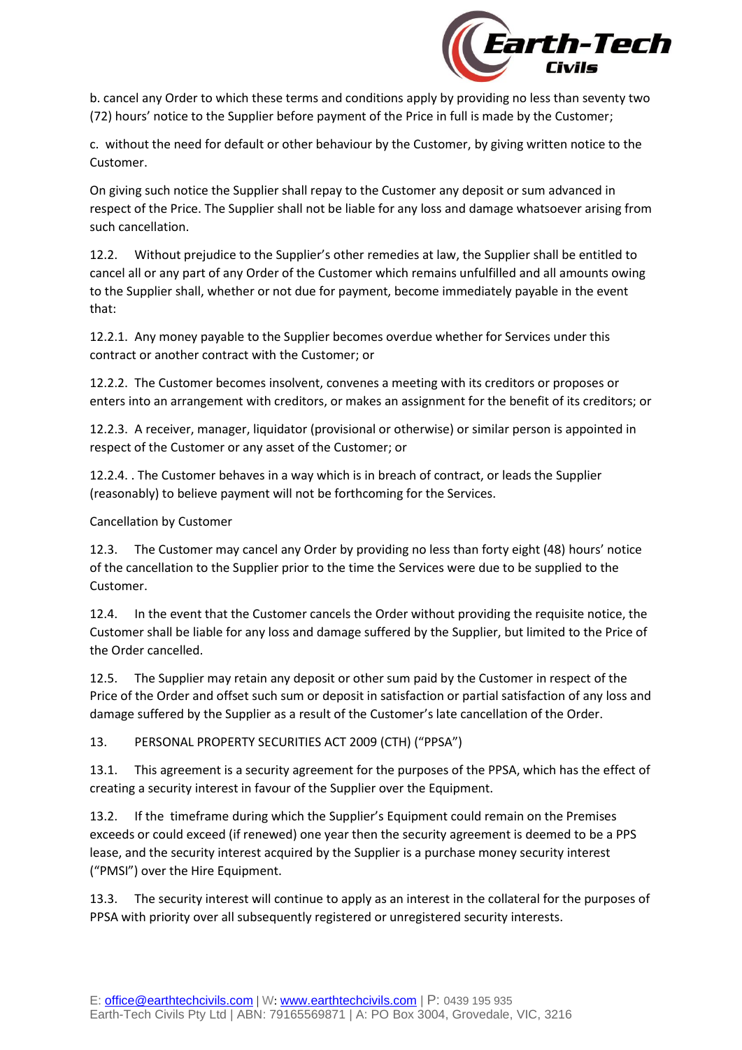b. cancel any Order to which these terms and conditions apply by providing no less than seventy two (72) hours' notice to the Supplier before payment of the Price in full is made by the Customer;

c. without the need for default or other behaviour by the Customer, by giving written notice to the Customer.

On giving such notice the Supplier shall repay to the Customer any deposit or sum advanced in respect of the Price. The Supplier shall not be liable for any loss and damage whatsoever arising from such cancellation.

12.2. Without prejudice to the Supplier's other remedies at law, the Supplier shall be entitled to cancel all or any part of any Order of the Customer which remains unfulfilled and all amounts owing to the Supplier shall, whether or not due for payment, become immediately payable in the event that:

12.2.1. Any money payable to the Supplier becomes overdue whether for Services under this contract or another contract with the Customer; or

12.2.2. The Customer becomes insolvent, convenes a meeting with its creditors or proposes or enters into an arrangement with creditors, or makes an assignment for the benefit of its creditors; or

12.2.3. A receiver, manager, liquidator (provisional or otherwise) or similar person is appointed in respect of the Customer or any asset of the Customer; or

12.2.4. . The Customer behaves in a way which is in breach of contract, or leads the Supplier (reasonably) to believe payment will not be forthcoming for the Services.

Cancellation by Customer

12.3. The Customer may cancel any Order by providing no less than forty eight (48) hours' notice of the cancellation to the Supplier prior to the time the Services were due to be supplied to the Customer.

12.4. In the event that the Customer cancels the Order without providing the requisite notice, the Customer shall be liable for any loss and damage suffered by the Supplier, but limited to the Price of the Order cancelled.

12.5. The Supplier may retain any deposit or other sum paid by the Customer in respect of the Price of the Order and offset such sum or deposit in satisfaction or partial satisfaction of any loss and damage suffered by the Supplier as a result of the Customer's late cancellation of the Order.

## 13. PERSONAL PROPERTY SECURITIES ACT 2009 (CTH) ("PPSA")

13.1. This agreement is a security agreement for the purposes of the PPSA, which has the effect of creating a security interest in favour of the Supplier over the Equipment.

13.2. If the timeframe during which the Supplier's Equipment could remain on the Premises exceeds or could exceed (if renewed) one year then the security agreement is deemed to be a PPS lease, and the security interest acquired by the Supplier is a purchase money security interest ("PMSI") over the Hire Equipment.

13.3. The security interest will continue to apply as an interest in the collateral for the purposes of PPSA with priority over all subsequently registered or unregistered security interests.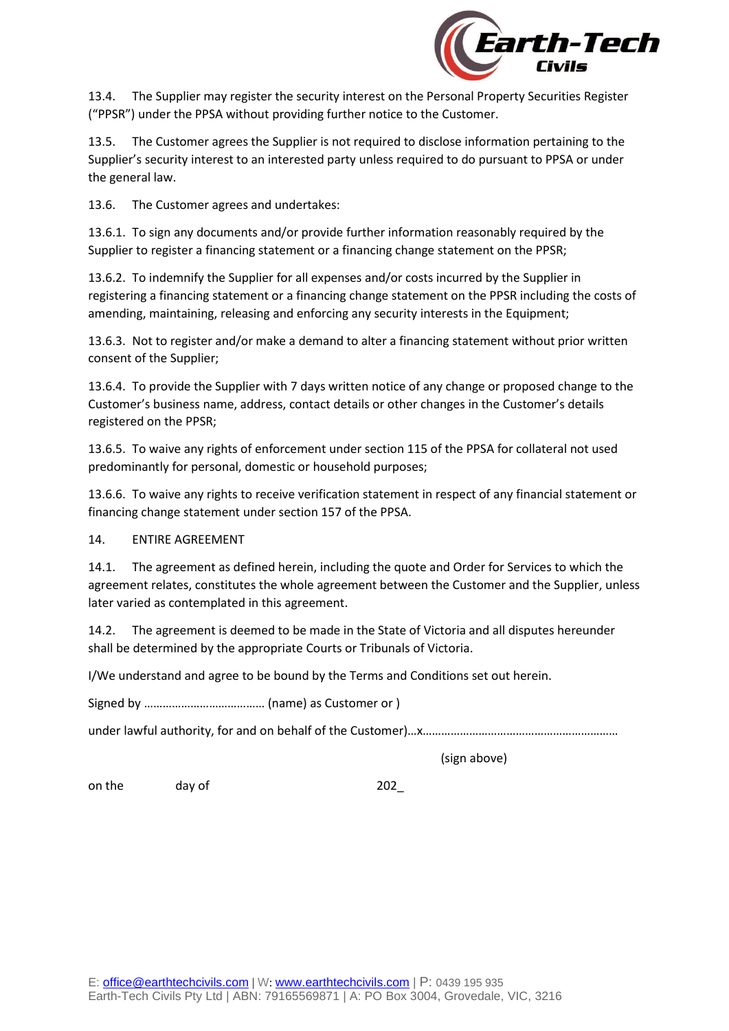13.4. The Supplier may register the security interest on the Personal Property Securities Register ("PPSR") under the PPSA without providing further notice to the Customer.

13.5. The Customer agrees the Supplier is not required to disclose information pertaining to the Supplier's security interest to an interested party unless required to do pursuant to PPSA or under the general law.

13.6. The Customer agrees and undertakes:

13.6.1. To sign any documents and/or provide further information reasonably required by the Supplier to register a financing statement or a financing change statement on the PPSR;

13.6.2. To indemnify the Supplier for all expenses and/or costs incurred by the Supplier in registering a financing statement or a financing change statement on the PPSR including the costs of amending, maintaining, releasing and enforcing any security interests in the Equipment;

13.6.3. Not to register and/or make a demand to alter a financing statement without prior written consent of the Supplier;

13.6.4. To provide the Supplier with 7 days written notice of any change or proposed change to the Customer's business name, address, contact details or other changes in the Customer's details registered on the PPSR;

13.6.5. To waive any rights of enforcement under section 115 of the PPSA for collateral not used predominantly for personal, domestic or household purposes;

13.6.6. To waive any rights to receive verification statement in respect of any financial statement or financing change statement under section 157 of the PPSA.

14. ENTIRE AGREEMENT

14.1. The agreement as defined herein, including the quote and Order for Services to which the agreement relates, constitutes the whole agreement between the Customer and the Supplier, unless later varied as contemplated in this agreement.

14.2. The agreement is deemed to be made in the State of Victoria and all disputes hereunder shall be determined by the appropriate Courts or Tribunals of Victoria.

I/We understand and agree to be bound by the Terms and Conditions set out herein.

Signed by ………………………………… (name) as Customer or )

under lawful authority, for and on behalf of the Customer)…x……………………………………………………

(sign above)

on the day of 202_